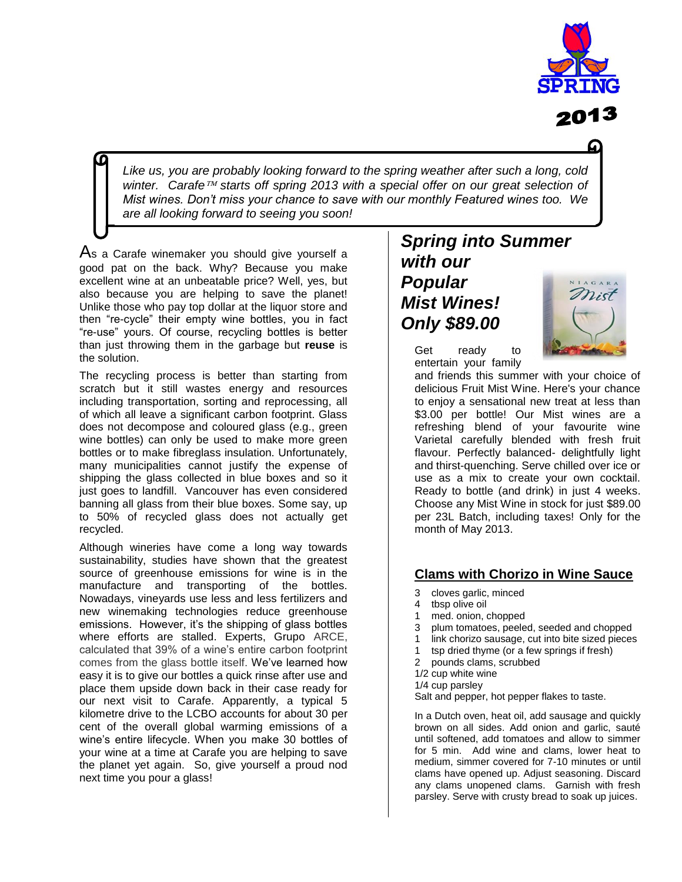SPRING

2013

*Like us, you are probably looking forward to the spring weather after such a long, cold winter. Carafe™ starts off spring 2013 with a special offer on our great selection of Mist wines. Don't miss your chance to save with our monthly Featured wines too. We are all looking forward to seeing you soon!*

As a Carafe winemaker you should give yourself a good pat on the back. Why? Because you make excellent wine at an unbeatable price? Well, yes, but also because you are helping to save the planet! Unlike those who pay top dollar at the liquor store and then "re-cycle" their empty wine bottles, you in fact "re-use" yours. Of course, recycling bottles is better than just throwing them in the garbage but **reuse** is the solution.

The recycling process is better than starting from scratch but it still wastes energy and resources including transportation, sorting and reprocessing, all of which all leave a significant carbon footprint. Glass does not decompose and coloured glass (e.g., green wine bottles) can only be used to make more green bottles or to make fibreglass insulation. Unfortunately, many municipalities cannot justify the expense of shipping the glass collected in blue boxes and so it just goes to landfill. Vancouver has even considered banning all glass from their blue boxes. Some say, up to 50% of recycled glass does not actually get recycled.

Although wineries have come a long way towards sustainability, studies have shown that the greatest source of greenhouse emissions for wine is in the manufacture and transporting of the bottles. Nowadays, vineyards use less and less fertilizers and new winemaking technologies reduce greenhouse emissions. However, it's the shipping of glass bottles where efforts are stalled. Experts, Grupo ARCE, calculated that 39% of a wine's entire carbon footprint comes from the glass bottle itself. We've learned how easy it is to give our bottles a quick rinse after use and place them upside down back in their case ready for our next visit to Carafe. Apparently, a typical 5 kilometre drive to the LCBO accounts for about 30 per cent of the overall global warming emissions of a wine's entire lifecycle. When you make 30 bottles of your wine at a time at Carafe you are helping to save the planet yet again. So, give yourself a proud nod next time you pour a glass!

## *Spring into Summer with our Popular Mist Wines! Only $89.00*

Get ready to entertain your family and friends this summer with your choice of delicious Fruit Mist Wine. Here's your chance to enjoy a sensational new treat at less than $3.00 per bottle! Our Mist wines are a refreshing blend of your favourite wine Varietal carefully blended with fresh fruit flavour. Perfectly balanced- delightfully light and thirst-quenching. Serve chilled over ice or use as a mix to create your own cocktail. Ready to bottle (and drink) in just 4 weeks. Choose any Mist Wine in stock for just $89.00 per 23L Batch, including taxes! Only for the month of May 2013.

## Clams with Chorizo in Wine Sauce

- 3 cloves garlic, minced
- 4 tbsp olive oil
- 1 med. onion, chopped
- 3 plum tomatoes, peeled, seeded and chopped
- 1 link chorizo sausage, cut into bite sized pieces
- 1 tsp dried thyme (or a few springs if fresh)
- 2 pounds clams, scrubbed
- 1/2 cup white wine
- 1/4 cup parsley
- Salt and pepper, hot pepper flakes to taste.

In a Dutch oven, heat oil, add sausage and quickly brown on all sides. Add onion and garlic, sauté until softened, add tomatoes and allow to simmer for 5 min. Add wine and clams, lower heat to medium, simmer covered for 7-10 minutes or until clams have opened up. Adjust seasoning. Discard any clams unopened clams. Garnish with fresh parsley. Serve with crusty bread to soak up juices.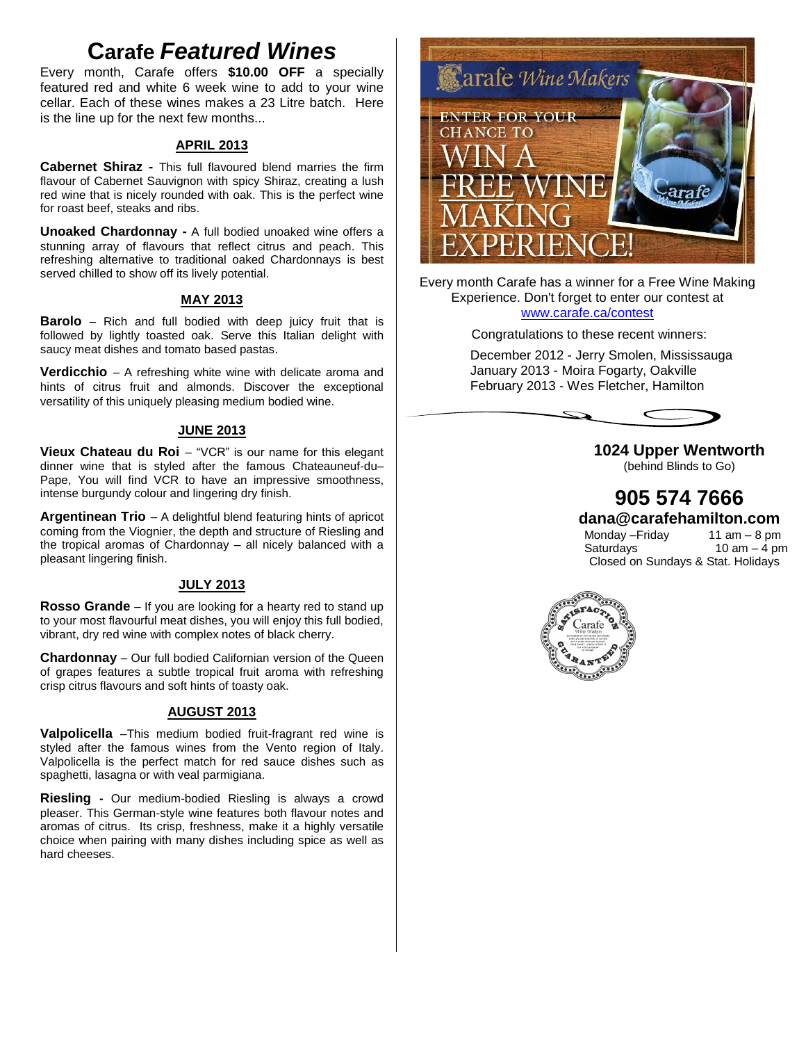# Carafe *Featured Wines*

Every month, Carafe offers **$10.00 OFF** a specially featured red and white 6 week wine to add to your wine cellar. Each of these wines makes a 23 Litre batch. Here is the line up for the next few months...

## APRIL 2013

**Cabernet Shiraz -** This full flavoured blend marries the firm flavour of Cabernet Sauvignon with spicy Shiraz, creating a lush red wine that is nicely rounded with oak. This is the perfect wine for roast beef, steaks and ribs.

**Unoaked Chardonnay -** A full bodied unoaked wine offers a stunning array of flavours that reflect citrus and peach. This refreshing alternative to traditional oaked Chardonnays is best served chilled to show off its lively potential.

## MAY 2013

**Barolo** – Rich and full bodied with deep juicy fruit that is followed by lightly toasted oak. Serve this Italian delight with saucy meat dishes and tomato based pastas.

**Verdicchio** – A refreshing white wine with delicate aroma and hints of citrus fruit and almonds. Discover the exceptional versatility of this uniquely pleasing medium bodied wine.

## JUNE 2013

**Vieux Chateau du Roi** – "VCR" is our name for this elegant dinner wine that is styled after the famous Chateauneuf-du–Pape, You will find VCR to have an impressive smoothness, intense burgundy colour and lingering dry finish.

**Argentinean Trio** – A delightful blend featuring hints of apricot coming from the Viognier, the depth and structure of Riesling and the tropical aromas of Chardonnay – all nicely balanced with a pleasant lingering finish.

## JULY 2013

**Rosso Grande** – If you are looking for a hearty red to stand up to your most flavourful meat dishes, you will enjoy this full bodied, vibrant, dry red wine with complex notes of black cherry.

**Chardonnay** – Our full bodied Californian version of the Queen of grapes features a subtle tropical fruit aroma with refreshing crisp citrus flavours and soft hints of toasty oak.

## AUGUST 2013

**Valpolicella** –This medium bodied fruit-fragrant red wine is styled after the famous wines from the Vento region of Italy. Valpolicella is the perfect match for red sauce dishes such as spaghetti, lasagna or with veal parmigiana.

**Riesling -** Our medium-bodied Riesling is always a crowd pleaser. This German-style wine features both flavour notes and aromas of citrus. Its crisp, freshness, make it a highly versatile choice when pairing with many dishes including spice as well as hard cheeses.

Carafe Wine Makers

ENTER FOR YOUR CHANCE TO WIN A FREE WINE MAKING EXPERIENCE!

Every month Carafe has a winner for a Free Wine Making Experience. Don't forget to enter our contest at www.carafe.ca/contest

Congratulations to these recent winners:

December 2012 - Jerry Smolen, Mississauga
January 2013 - Moira Fogarty, Oakville
February 2013 - Wes Fletcher, Hamilton

**1024 Upper Wentworth**
(behind Blinds to Go)

## 905 574 7666

**dana@carafehamilton.com**

Monday –Friday 11 am – 8 pm
Saturdays 10 am – 4 pm
Closed on Sundays & Stat. Holidays

SATISFACTION GUARANTEED